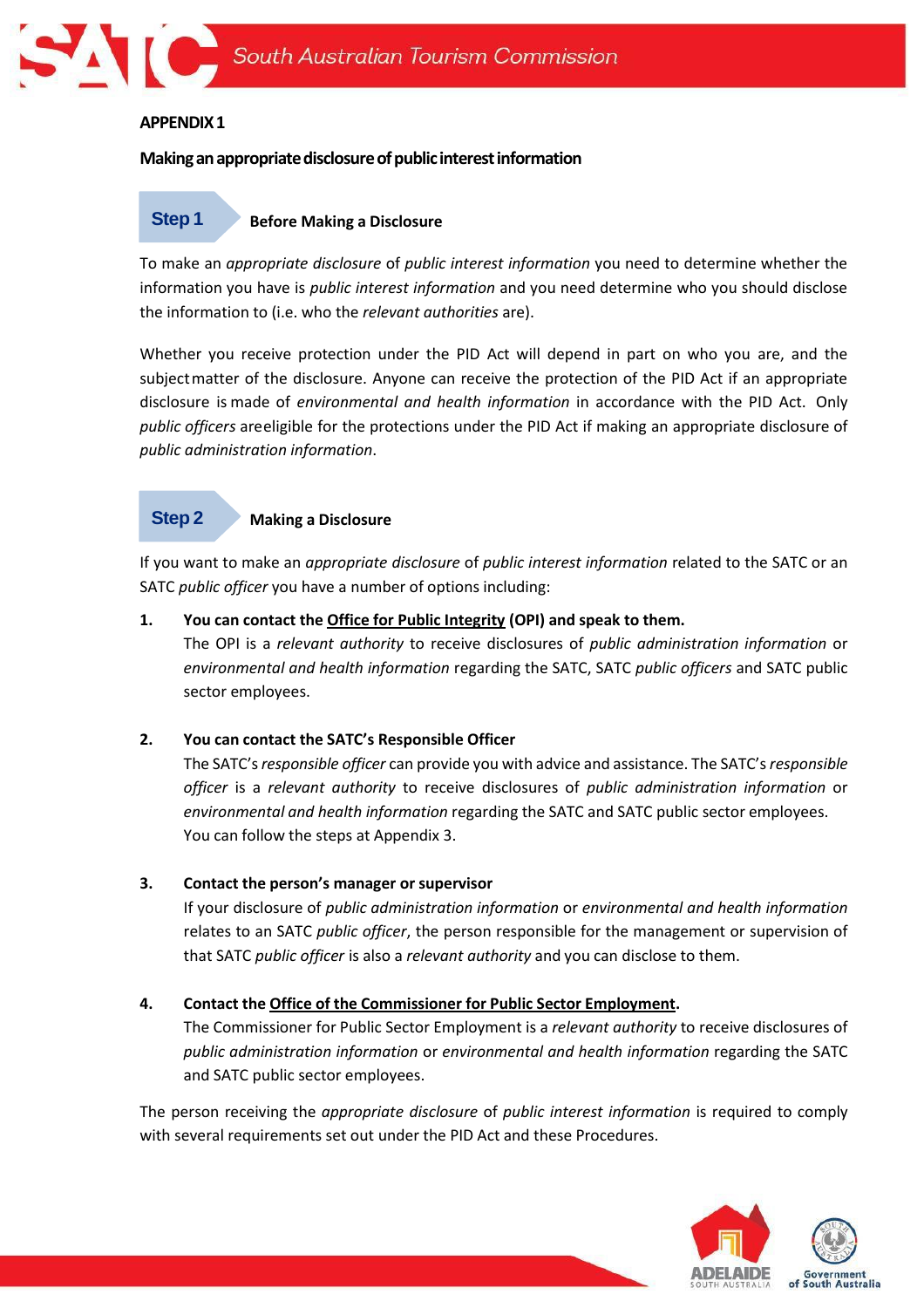**APPENDIX 1**

**Making an appropriate disclosure of public interest information**

## Step 1 Before Making a Disclosure

To make an *appropriate disclosure* of *public interest information* you need to determine whether the information you have is *public interest information* and you need determine who you should disclose the information to (i.e. who the *relevant authorities* are).

Whether you receive protection under the PID Act will depend in part on who you are, and the subject matter of the disclosure. Anyone can receive the protection of the PID Act if an appropriate disclosure is made of *environmental and health information* in accordance with the PID Act. Only *public officers* are eligible for the protections under the PID Act if making an appropriate disclosure of *public administration information*.

## Step 2 Making a Disclosure

If you want to make an *appropriate disclosure* of *public interest information* related to the SATC or an SATC *public officer* you have a number of options including:

1. **You can contact the Office for Public Integrity (OPI) and speak to them.**
   The OPI is a *relevant authority* to receive disclosures of *public administration information* or *environmental and health information* regarding the SATC, SATC *public officers* and SATC public sector employees.

2. **You can contact the SATC's Responsible Officer**
   The SATC's *responsible officer* can provide you with advice and assistance. The SATC's *responsible officer* is a *relevant authority* to receive disclosures of *public administration information* or *environmental and health information* regarding the SATC and SATC public sector employees.
   You can follow the steps at Appendix 3.

3. **Contact the person's manager or supervisor**
   If your disclosure of *public administration information* or *environmental and health information* relates to an SATC *public officer*, the person responsible for the management or supervision of that SATC *public officer* is also a *relevant authority* and you can disclose to them.

4. **Contact the Office of the Commissioner for Public Sector Employment.**
   The Commissioner for Public Sector Employment is a *relevant authority* to receive disclosures of *public administration information* or *environmental and health information* regarding the SATC and SATC public sector employees.

The person receiving the *appropriate disclosure* of *public interest information* is required to comply with several requirements set out under the PID Act and these Procedures.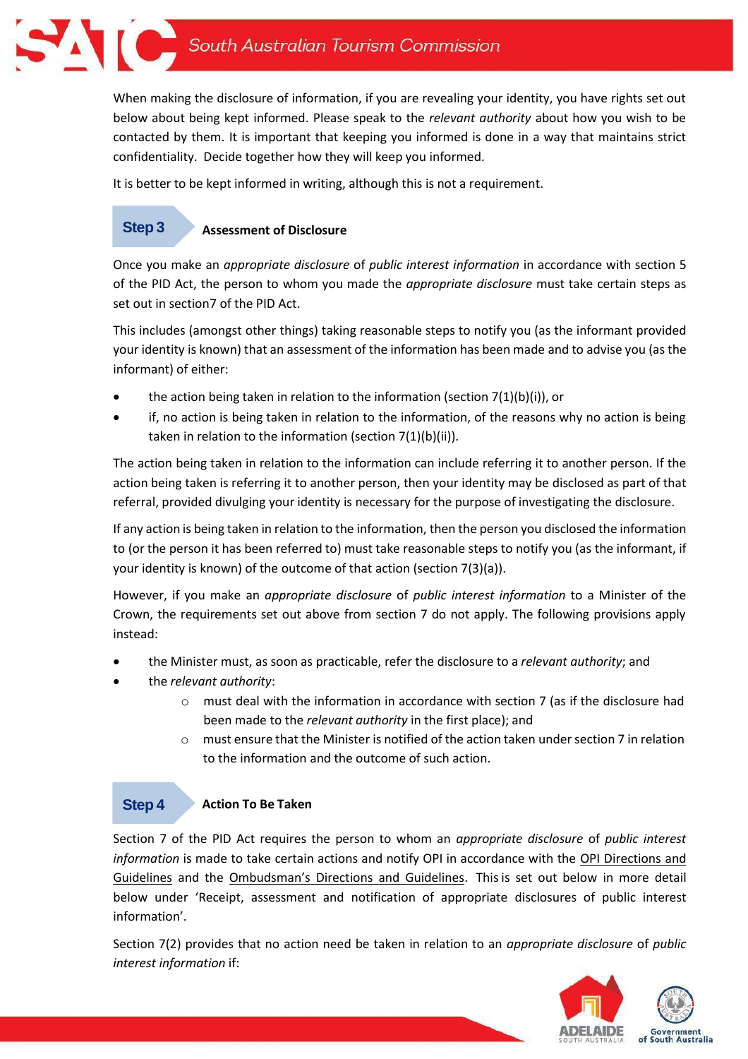When making the disclosure of information, if you are revealing your identity, you have rights set out below about being kept informed. Please speak to the *relevant authority* about how you wish to be contacted by them. It is important that keeping you informed is done in a way that maintains strict confidentiality. Decide together how they will keep you informed.

It is better to be kept informed in writing, although this is not a requirement.

## Step 3 Assessment of Disclosure

Once you make an *appropriate disclosure* of *public interest information* in accordance with section 5 of the PID Act, the person to whom you made the *appropriate disclosure* must take certain steps as set out in section7 of the PID Act.

This includes (amongst other things) taking reasonable steps to notify you (as the informant provided your identity is known) that an assessment of the information has been made and to advise you (as the informant) of either:

- the action being taken in relation to the information (section 7(1)(b)(i)), or
- if, no action is being taken in relation to the information, of the reasons why no action is being taken in relation to the information (section 7(1)(b)(ii)).

The action being taken in relation to the information can include referring it to another person. If the action being taken is referring it to another person, then your identity may be disclosed as part of that referral, provided divulging your identity is necessary for the purpose of investigating the disclosure.

If any action is being taken in relation to the information, then the person you disclosed the information to (or the person it has been referred to) must take reasonable steps to notify you (as the informant, if your identity is known) of the outcome of that action (section 7(3)(a)).

However, if you make an *appropriate disclosure* of *public interest information* to a Minister of the Crown, the requirements set out above from section 7 do not apply. The following provisions apply instead:

- the Minister must, as soon as practicable, refer the disclosure to a *relevant authority*; and
- the *relevant authority*:
  - must deal with the information in accordance with section 7 (as if the disclosure had been made to the *relevant authority* in the first place); and
  - must ensure that the Minister is notified of the action taken under section 7 in relation to the information and the outcome of such action.

## Step 4 Action To Be Taken

Section 7 of the PID Act requires the person to whom an *appropriate disclosure* of *public interest information* is made to take certain actions and notify OPI in accordance with the OPI Directions and Guidelines and the Ombudsman's Directions and Guidelines. This is set out below in more detail below under 'Receipt, assessment and notification of appropriate disclosures of public interest information'.

Section 7(2) provides that no action need be taken in relation to an *appropriate disclosure* of *public interest information* if: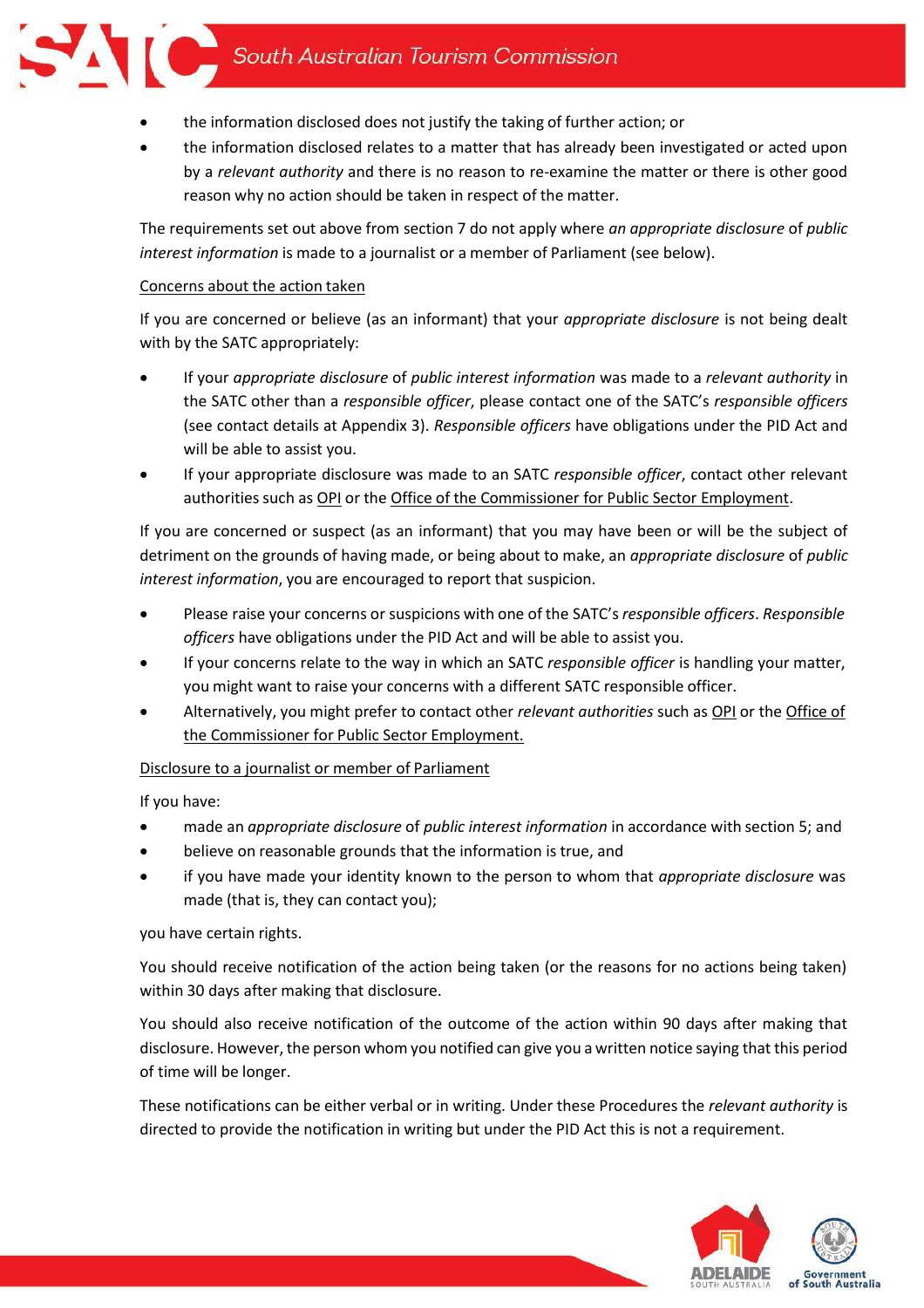- the information disclosed does not justify the taking of further action; or
- the information disclosed relates to a matter that has already been investigated or acted upon by a *relevant authority* and there is no reason to re-examine the matter or there is other good reason why no action should be taken in respect of the matter.

The requirements set out above from section 7 do not apply where *an appropriate disclosure* of *public interest information* is made to a journalist or a member of Parliament (see below).

Concerns about the action taken

If you are concerned or believe (as an informant) that your *appropriate disclosure* is not being dealt with by the SATC appropriately:

- If your *appropriate disclosure* of *public interest information* was made to a *relevant authority* in the SATC other than a *responsible officer*, please contact one of the SATC's *responsible officers* (see contact details at Appendix 3). *Responsible officers* have obligations under the PID Act and will be able to assist you.
- If your appropriate disclosure was made to an SATC *responsible officer*, contact other relevant authorities such as OPI or the Office of the Commissioner for Public Sector Employment.

If you are concerned or suspect (as an informant) that you may have been or will be the subject of detriment on the grounds of having made, or being about to make, an *appropriate disclosure* of *public interest information*, you are encouraged to report that suspicion.

- Please raise your concerns or suspicions with one of the SATC's *responsible officers*. *Responsible officers* have obligations under the PID Act and will be able to assist you.
- If your concerns relate to the way in which an SATC *responsible officer* is handling your matter, you might want to raise your concerns with a different SATC responsible officer.
- Alternatively, you might prefer to contact other *relevant authorities* such as OPI or the Office of the Commissioner for Public Sector Employment.

Disclosure to a journalist or member of Parliament

If you have:

- made an *appropriate disclosure* of *public interest information* in accordance with section 5; and
- believe on reasonable grounds that the information is true, and
- if you have made your identity known to the person to whom that *appropriate disclosure* was made (that is, they can contact you);

you have certain rights.

You should receive notification of the action being taken (or the reasons for no actions being taken) within 30 days after making that disclosure.

You should also receive notification of the outcome of the action within 90 days after making that disclosure. However, the person whom you notified can give you a written notice saying that this period of time will be longer.

These notifications can be either verbal or in writing. Under these Procedures the *relevant authority* is directed to provide the notification in writing but under the PID Act this is not a requirement.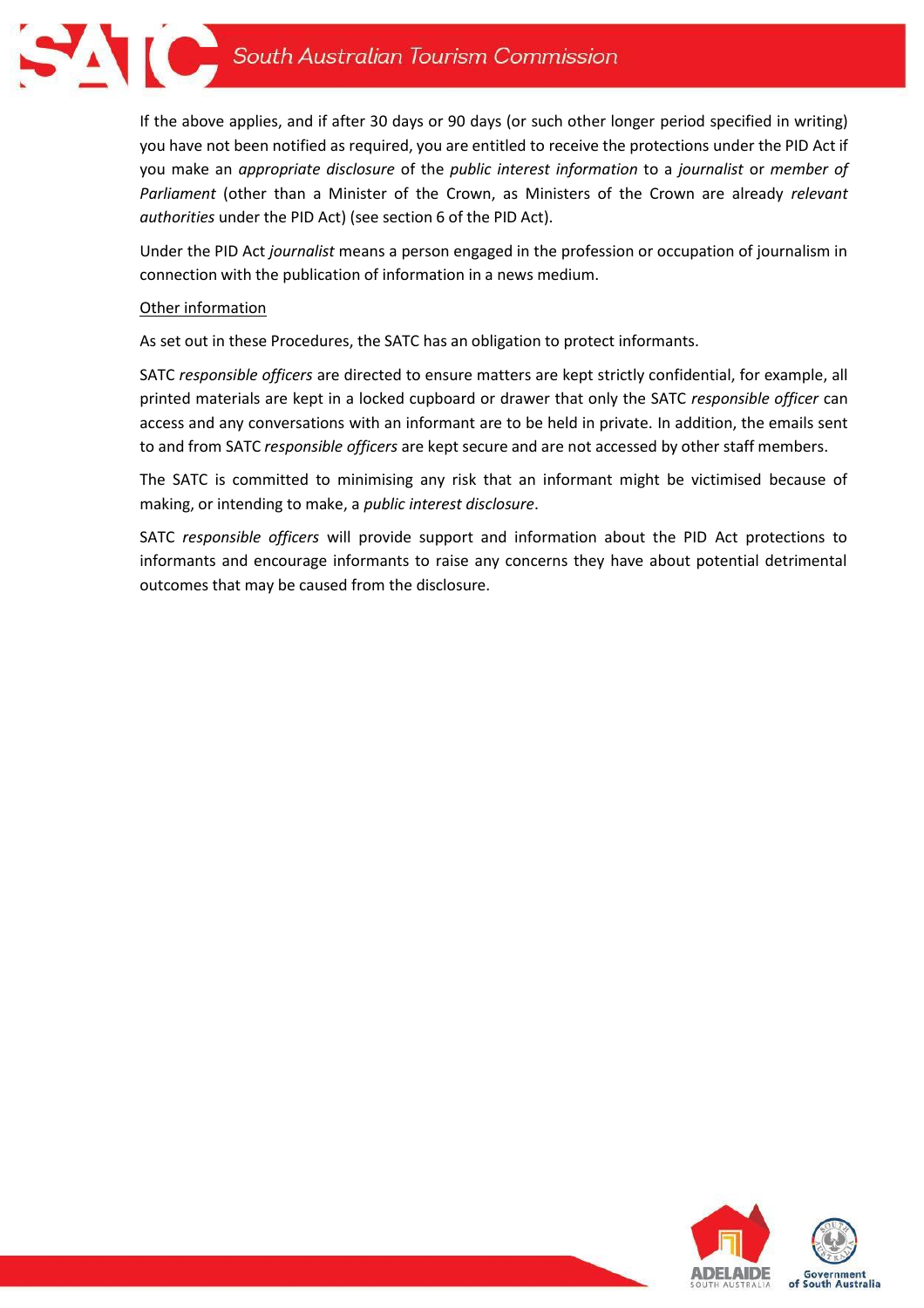If the above applies, and if after 30 days or 90 days (or such other longer period specified in writing) you have not been notified as required, you are entitled to receive the protections under the PID Act if you make an *appropriate disclosure* of the *public interest information* to a *journalist* or *member of Parliament* (other than a Minister of the Crown, as Ministers of the Crown are already *relevant authorities* under the PID Act) (see section 6 of the PID Act).

Under the PID Act *journalist* means a person engaged in the profession or occupation of journalism in connection with the publication of information in a news medium.

Other information

As set out in these Procedures, the SATC has an obligation to protect informants.

SATC *responsible officers* are directed to ensure matters are kept strictly confidential, for example, all printed materials are kept in a locked cupboard or drawer that only the SATC *responsible officer* can access and any conversations with an informant are to be held in private. In addition, the emails sent to and from SATC *responsible officers* are kept secure and are not accessed by other staff members.

The SATC is committed to minimising any risk that an informant might be victimised because of making, or intending to make, a *public interest disclosure*.

SATC *responsible officers* will provide support and information about the PID Act protections to informants and encourage informants to raise any concerns they have about potential detrimental outcomes that may be caused from the disclosure.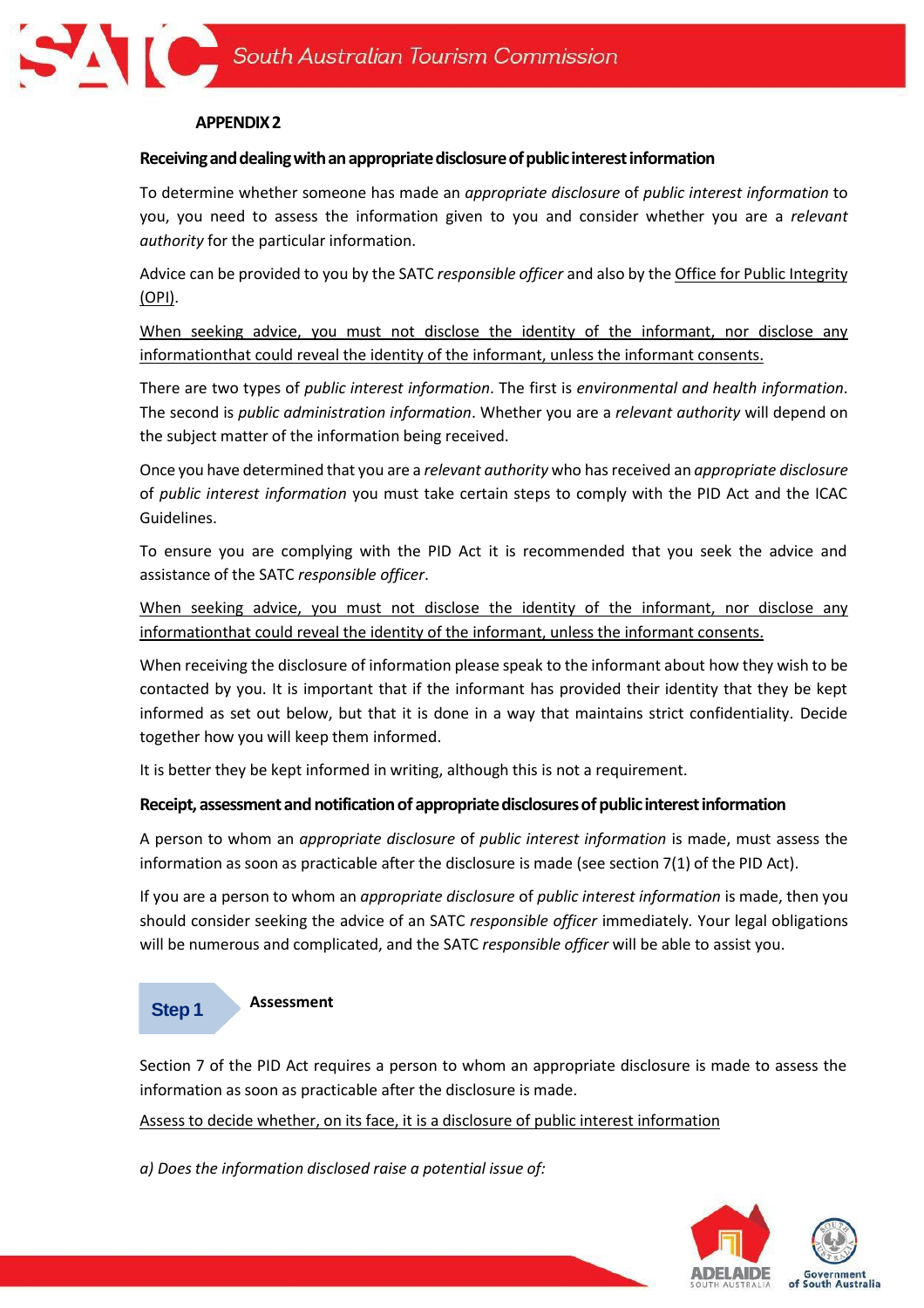## APPENDIX 2

### Receiving and dealing with an appropriate disclosure of public interest information

To determine whether someone has made an *appropriate disclosure* of *public interest information* to you, you need to assess the information given to you and consider whether you are a *relevant authority* for the particular information.

Advice can be provided to you by the SATC *responsible officer* and also by the Office for Public Integrity (OPI).

When seeking advice, you must not disclose the identity of the informant, nor disclose any informationthat could reveal the identity of the informant, unless the informant consents.

There are two types of *public interest information*. The first is *environmental and health information*. The second is *public administration information*. Whether you are a *relevant authority* will depend on the subject matter of the information being received.

Once you have determined that you are a *relevant authority* who has received an *appropriate disclosure* of *public interest information* you must take certain steps to comply with the PID Act and the ICAC Guidelines.

To ensure you are complying with the PID Act it is recommended that you seek the advice and assistance of the SATC *responsible officer*.

When seeking advice, you must not disclose the identity of the informant, nor disclose any informationthat could reveal the identity of the informant, unless the informant consents.

When receiving the disclosure of information please speak to the informant about how they wish to be contacted by you. It is important that if the informant has provided their identity that they be kept informed as set out below, but that it is done in a way that maintains strict confidentiality. Decide together how you will keep them informed.

It is better they be kept informed in writing, although this is not a requirement.

### Receipt, assessment and notification of appropriate disclosures of public interest information

A person to whom an *appropriate disclosure* of *public interest information* is made, must assess the information as soon as practicable after the disclosure is made (see section 7(1) of the PID Act).

If you are a person to whom an *appropriate disclosure* of *public interest information* is made, then you should consider seeking the advice of an SATC *responsible officer* immediately. Your legal obligations will be numerous and complicated, and the SATC *responsible officer* will be able to assist you.

**Step 1** **Assessment**

Section 7 of the PID Act requires a person to whom an appropriate disclosure is made to assess the information as soon as practicable after the disclosure is made.

Assess to decide whether, on its face, it is a disclosure of public interest information

*a) Does the information disclosed raise a potential issue of:*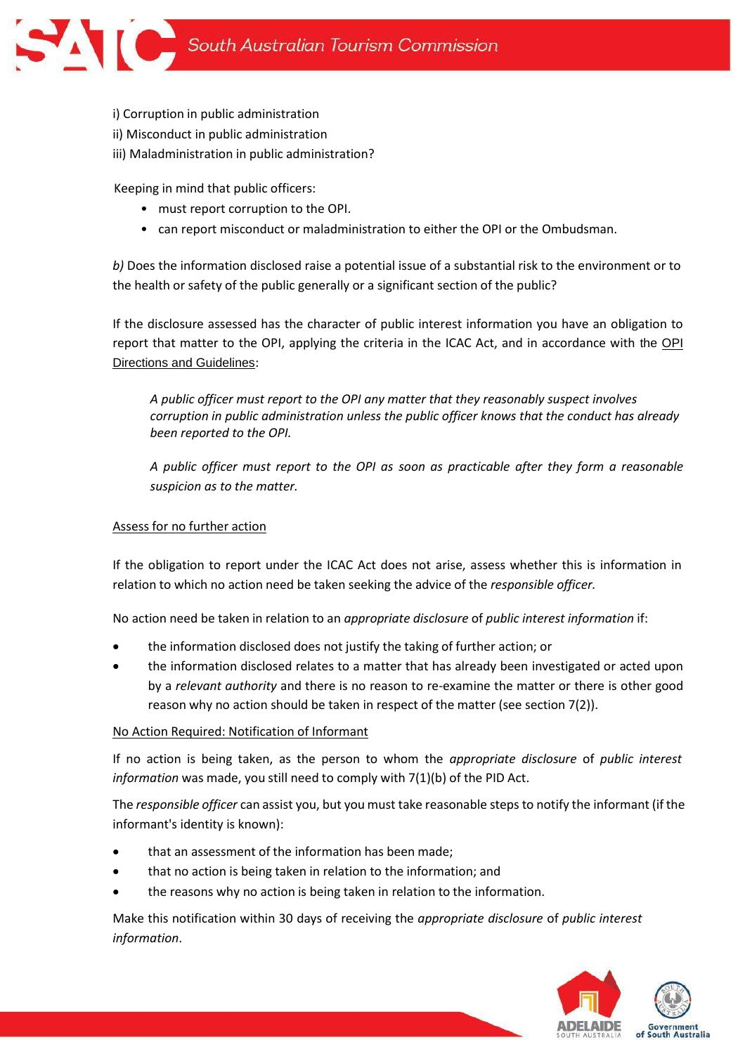i) Corruption in public administration

ii) Misconduct in public administration

iii) Maladministration in public administration?

Keeping in mind that public officers:

- must report corruption to the OPI.
- can report misconduct or maladministration to either the OPI or the Ombudsman.

*b)* Does the information disclosed raise a potential issue of a substantial risk to the environment or to the health or safety of the public generally or a significant section of the public?

If the disclosure assessed has the character of public interest information you have an obligation to report that matter to the OPI, applying the criteria in the ICAC Act, and in accordance with the OPI Directions and Guidelines:

> *A public officer must report to the OPI any matter that they reasonably suspect involves corruption in public administration unless the public officer knows that the conduct has already been reported to the OPI.*
>
> *A public officer must report to the OPI as soon as practicable after they form a reasonable suspicion as to the matter.*

Assess for no further action

If the obligation to report under the ICAC Act does not arise, assess whether this is information in relation to which no action need be taken seeking the advice of the *responsible officer.*

No action need be taken in relation to an *appropriate disclosure* of *public interest information* if:

- the information disclosed does not justify the taking of further action; or
- the information disclosed relates to a matter that has already been investigated or acted upon by a *relevant authority* and there is no reason to re-examine the matter or there is other good reason why no action should be taken in respect of the matter (see section 7(2)).

No Action Required: Notification of Informant

If no action is being taken, as the person to whom the *appropriate disclosure* of *public interest information* was made, you still need to comply with 7(1)(b) of the PID Act.

The *responsible officer* can assist you, but you must take reasonable steps to notify the informant (if the informant's identity is known):

- that an assessment of the information has been made;
- that no action is being taken in relation to the information; and
- the reasons why no action is being taken in relation to the information.

Make this notification within 30 days of receiving the *appropriate disclosure* of *public interest information*.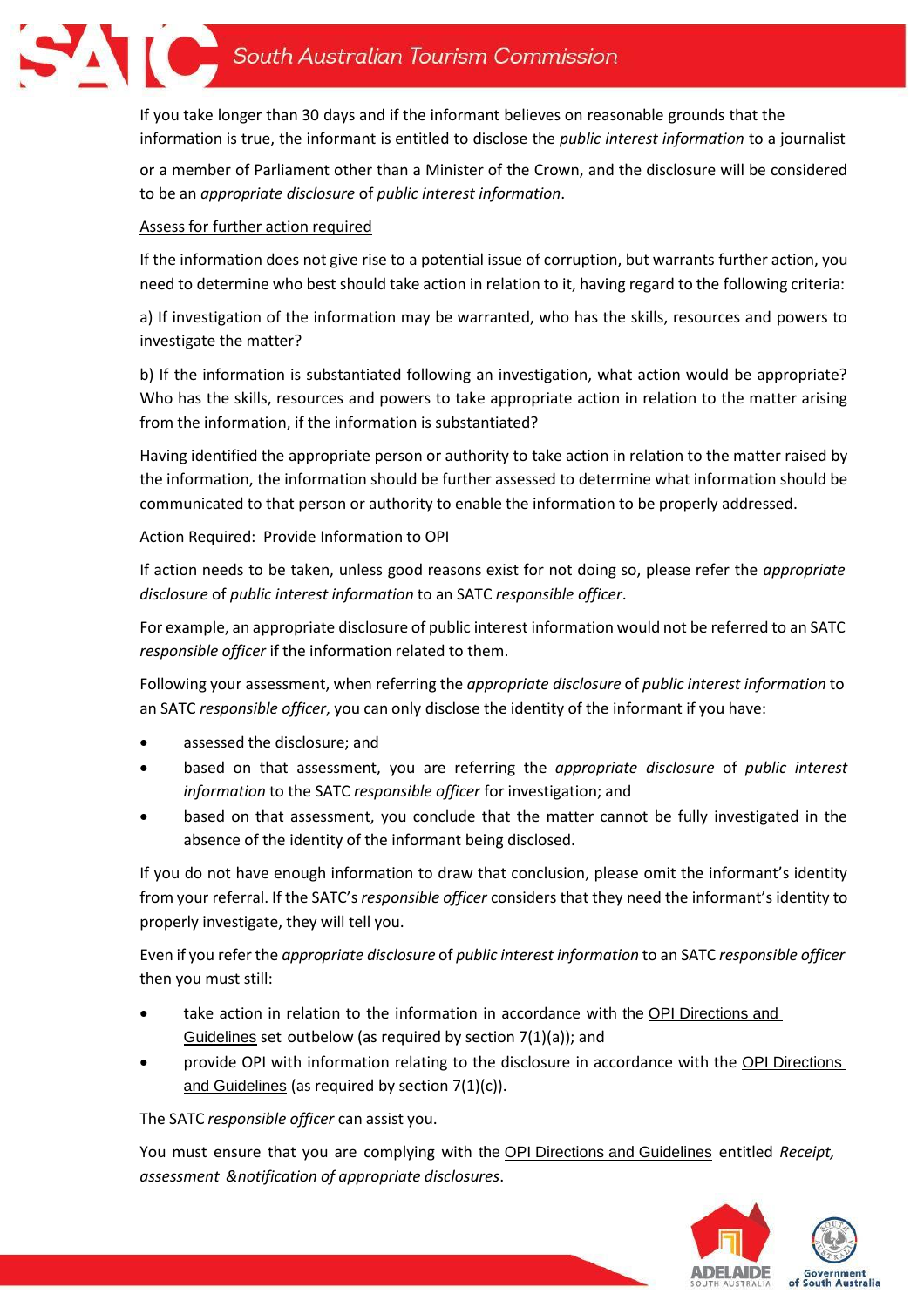If you take longer than 30 days and if the informant believes on reasonable grounds that the information is true, the informant is entitled to disclose the *public interest information* to a journalist or a member of Parliament other than a Minister of the Crown, and the disclosure will be considered to be an *appropriate disclosure* of *public interest information*.

Assess for further action required

If the information does not give rise to a potential issue of corruption, but warrants further action, you need to determine who best should take action in relation to it, having regard to the following criteria:

a) If investigation of the information may be warranted, who has the skills, resources and powers to investigate the matter?

b) If the information is substantiated following an investigation, what action would be appropriate? Who has the skills, resources and powers to take appropriate action in relation to the matter arising from the information, if the information is substantiated?

Having identified the appropriate person or authority to take action in relation to the matter raised by the information, the information should be further assessed to determine what information should be communicated to that person or authority to enable the information to be properly addressed.

Action Required: Provide Information to OPI

If action needs to be taken, unless good reasons exist for not doing so, please refer the *appropriate disclosure* of *public interest information* to an SATC *responsible officer*.

For example, an appropriate disclosure of public interest information would not be referred to an SATC *responsible officer* if the information related to them.

Following your assessment, when referring the *appropriate disclosure* of *public interest information* to an SATC *responsible officer*, you can only disclose the identity of the informant if you have:

- assessed the disclosure; and
- based on that assessment, you are referring the *appropriate disclosure* of *public interest information* to the SATC *responsible officer* for investigation; and
- based on that assessment, you conclude that the matter cannot be fully investigated in the absence of the identity of the informant being disclosed.

If you do not have enough information to draw that conclusion, please omit the informant's identity from your referral. If the SATC's *responsible officer* considers that they need the informant's identity to properly investigate, they will tell you.

Even if you refer the *appropriate disclosure* of *public interest information* to an SATC *responsible officer* then you must still:

- take action in relation to the information in accordance with the OPI Directions and Guidelines set outbelow (as required by section 7(1)(a)); and
- provide OPI with information relating to the disclosure in accordance with the OPI Directions and Guidelines (as required by section 7(1)(c)).

The SATC *responsible officer* can assist you.

You must ensure that you are complying with the OPI Directions and Guidelines entitled *Receipt, assessment &notification of appropriate disclosures*.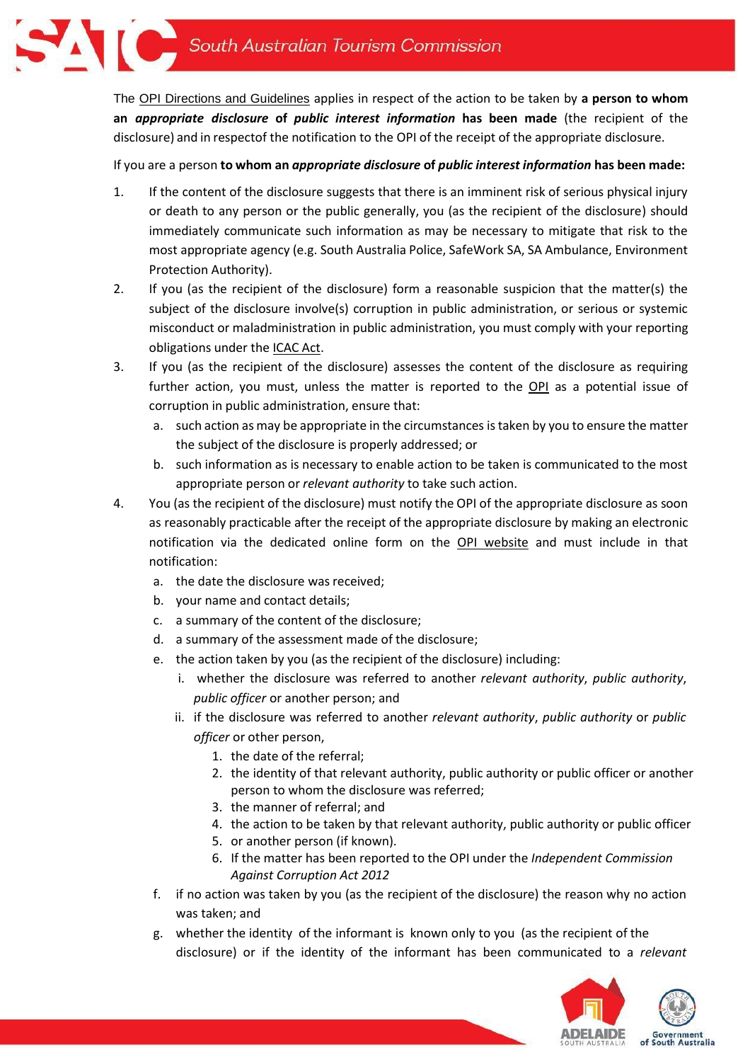The OPI Directions and Guidelines applies in respect of the action to be taken by **a person to whom an *appropriate disclosure* of *public interest information* has been made** (the recipient of the disclosure) and in respectof the notification to the OPI of the receipt of the appropriate disclosure.

If you are a person **to whom an *appropriate disclosure* of *public interest information* has been made:**

1. If the content of the disclosure suggests that there is an imminent risk of serious physical injury or death to any person or the public generally, you (as the recipient of the disclosure) should immediately communicate such information as may be necessary to mitigate that risk to the most appropriate agency (e.g. South Australia Police, SafeWork SA, SA Ambulance, Environment Protection Authority).
2. If you (as the recipient of the disclosure) form a reasonable suspicion that the matter(s) the subject of the disclosure involve(s) corruption in public administration, or serious or systemic misconduct or maladministration in public administration, you must comply with your reporting obligations under the ICAC Act.
3. If you (as the recipient of the disclosure) assesses the content of the disclosure as requiring further action, you must, unless the matter is reported to the OPI as a potential issue of corruption in public administration, ensure that:
   a. such action as may be appropriate in the circumstances is taken by you to ensure the matter the subject of the disclosure is properly addressed; or
   b. such information as is necessary to enable action to be taken is communicated to the most appropriate person or *relevant authority* to take such action.
4. You (as the recipient of the disclosure) must notify the OPI of the appropriate disclosure as soon as reasonably practicable after the receipt of the appropriate disclosure by making an electronic notification via the dedicated online form on the OPI website and must include in that notification:
   a. the date the disclosure was received;
   b. your name and contact details;
   c. a summary of the content of the disclosure;
   d. a summary of the assessment made of the disclosure;
   e. the action taken by you (as the recipient of the disclosure) including:
      i. whether the disclosure was referred to another *relevant authority*, *public authority*, *public officer* or another person; and
      ii. if the disclosure was referred to another *relevant authority*, *public authority* or *public officer* or other person,
         1. the date of the referral;
         2. the identity of that relevant authority, public authority or public officer or another person to whom the disclosure was referred;
         3. the manner of referral; and
         4. the action to be taken by that relevant authority, public authority or public officer
         5. or another person (if known).
         6. If the matter has been reported to the OPI under the *Independent Commission Against Corruption Act 2012*
   f. if no action was taken by you (as the recipient of the disclosure) the reason why no action was taken; and
   g. whether the identity of the informant is known only to you (as the recipient of the disclosure) or if the identity of the informant has been communicated to a *relevant*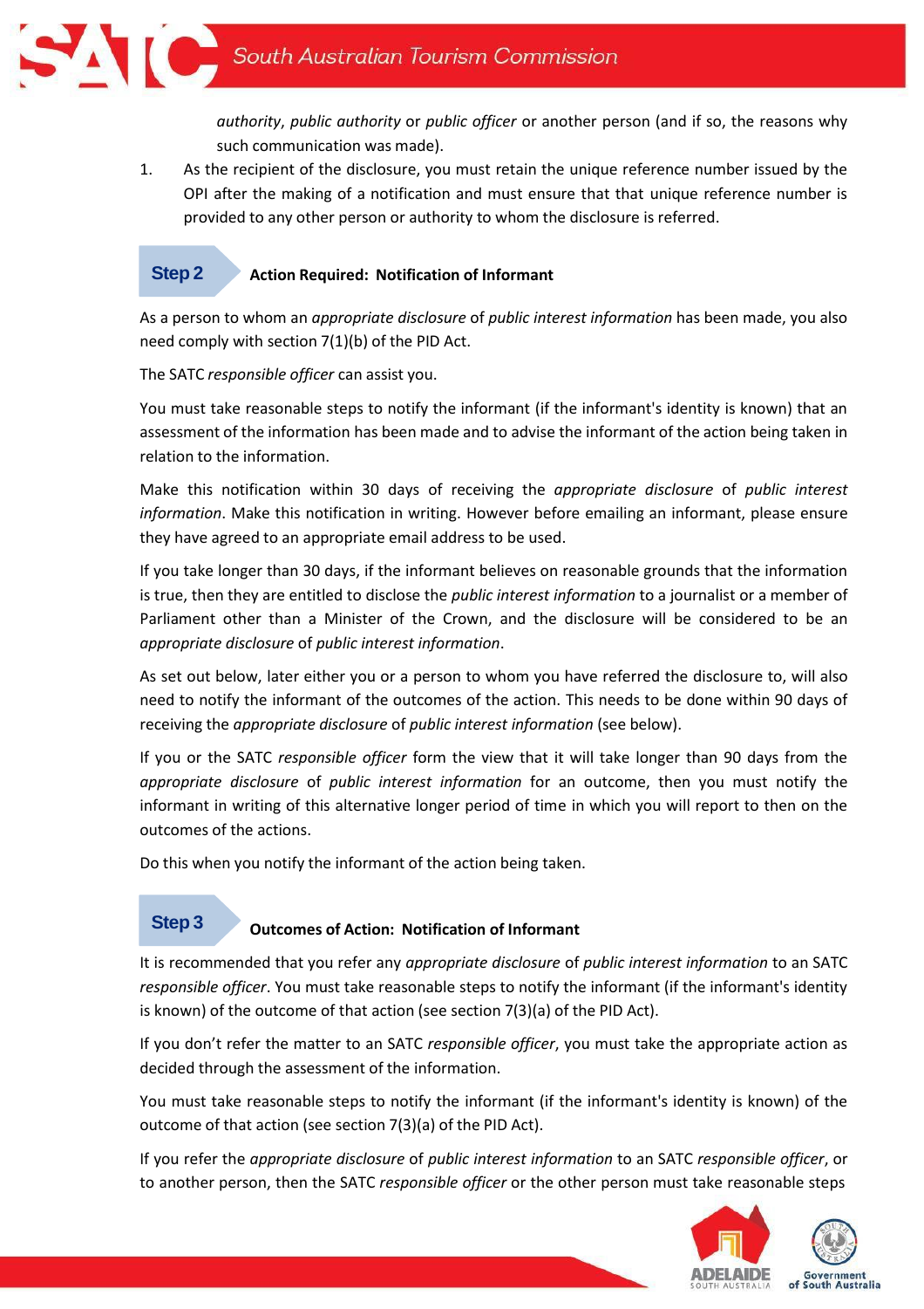*authority*, *public authority* or *public officer* or another person (and if so, the reasons why such communication was made).

1. As the recipient of the disclosure, you must retain the unique reference number issued by the OPI after the making of a notification and must ensure that that unique reference number is provided to any other person or authority to whom the disclosure is referred.

**Step 2** **Action Required: Notification of Informant**

As a person to whom an *appropriate disclosure* of *public interest information* has been made, you also need comply with section 7(1)(b) of the PID Act.

The SATC *responsible officer* can assist you.

You must take reasonable steps to notify the informant (if the informant's identity is known) that an assessment of the information has been made and to advise the informant of the action being taken in relation to the information.

Make this notification within 30 days of receiving the *appropriate disclosure* of *public interest information*. Make this notification in writing. However before emailing an informant, please ensure they have agreed to an appropriate email address to be used.

If you take longer than 30 days, if the informant believes on reasonable grounds that the information is true, then they are entitled to disclose the *public interest information* to a journalist or a member of Parliament other than a Minister of the Crown, and the disclosure will be considered to be an *appropriate disclosure* of *public interest information*.

As set out below, later either you or a person to whom you have referred the disclosure to, will also need to notify the informant of the outcomes of the action. This needs to be done within 90 days of receiving the *appropriate disclosure* of *public interest information* (see below).

If you or the SATC *responsible officer* form the view that it will take longer than 90 days from the *appropriate disclosure* of *public interest information* for an outcome, then you must notify the informant in writing of this alternative longer period of time in which you will report to then on the outcomes of the actions.

Do this when you notify the informant of the action being taken.

**Step 3** **Outcomes of Action: Notification of Informant**

It is recommended that you refer any *appropriate disclosure* of *public interest information* to an SATC *responsible officer*. You must take reasonable steps to notify the informant (if the informant's identity is known) of the outcome of that action (see section 7(3)(a) of the PID Act).

If you don't refer the matter to an SATC *responsible officer*, you must take the appropriate action as decided through the assessment of the information.

You must take reasonable steps to notify the informant (if the informant's identity is known) of the outcome of that action (see section 7(3)(a) of the PID Act).

If you refer the *appropriate disclosure* of *public interest information* to an SATC *responsible officer*, or to another person, then the SATC *responsible officer* or the other person must take reasonable steps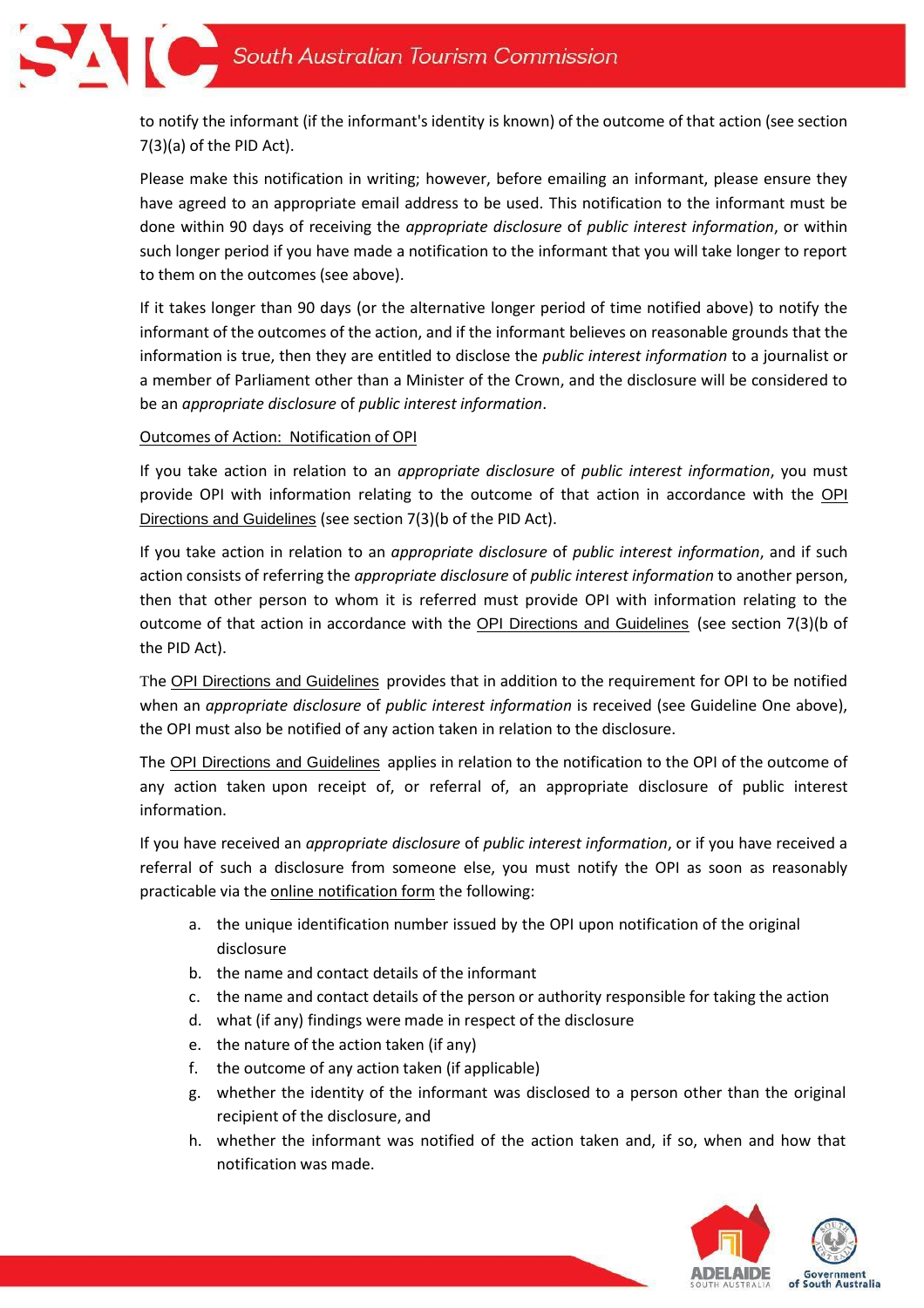to notify the informant (if the informant's identity is known) of the outcome of that action (see section 7(3)(a) of the PID Act).

Please make this notification in writing; however, before emailing an informant, please ensure they have agreed to an appropriate email address to be used. This notification to the informant must be done within 90 days of receiving the *appropriate disclosure* of *public interest information*, or within such longer period if you have made a notification to the informant that you will take longer to report to them on the outcomes (see above).

If it takes longer than 90 days (or the alternative longer period of time notified above) to notify the informant of the outcomes of the action, and if the informant believes on reasonable grounds that the information is true, then they are entitled to disclose the *public interest information* to a journalist or a member of Parliament other than a Minister of the Crown, and the disclosure will be considered to be an *appropriate disclosure* of *public interest information*.

Outcomes of Action: Notification of OPI

If you take action in relation to an *appropriate disclosure* of *public interest information*, you must provide OPI with information relating to the outcome of that action in accordance with the OPI Directions and Guidelines (see section 7(3)(b of the PID Act).

If you take action in relation to an *appropriate disclosure* of *public interest information*, and if such action consists of referring the *appropriate disclosure* of *public interest information* to another person, then that other person to whom it is referred must provide OPI with information relating to the outcome of that action in accordance with the OPI Directions and Guidelines (see section 7(3)(b of the PID Act).

The OPI Directions and Guidelines provides that in addition to the requirement for OPI to be notified when an *appropriate disclosure* of *public interest information* is received (see Guideline One above), the OPI must also be notified of any action taken in relation to the disclosure.

The OPI Directions and Guidelines applies in relation to the notification to the OPI of the outcome of any action taken upon receipt of, or referral of, an appropriate disclosure of public interest information.

If you have received an *appropriate disclosure* of *public interest information*, or if you have received a referral of such a disclosure from someone else, you must notify the OPI as soon as reasonably practicable via the online notification form the following:

a. the unique identification number issued by the OPI upon notification of the original disclosure
b. the name and contact details of the informant
c. the name and contact details of the person or authority responsible for taking the action
d. what (if any) findings were made in respect of the disclosure
e. the nature of the action taken (if any)
f. the outcome of any action taken (if applicable)
g. whether the identity of the informant was disclosed to a person other than the original recipient of the disclosure, and
h. whether the informant was notified of the action taken and, if so, when and how that notification was made.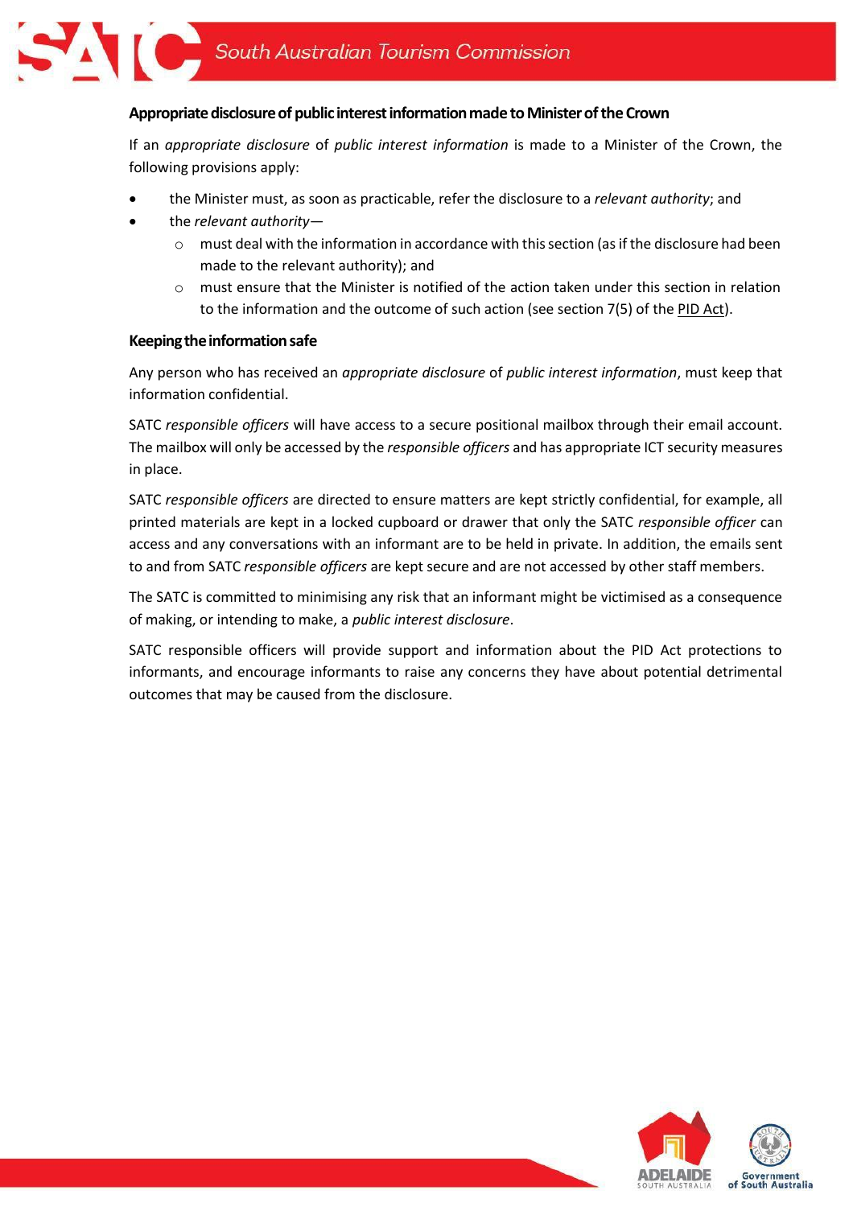### Appropriate disclosure of public interest information made to Minister of the Crown

If an *appropriate disclosure* of *public interest information* is made to a Minister of the Crown, the following provisions apply:

- the Minister must, as soon as practicable, refer the disclosure to a *relevant authority*; and
- the *relevant authority*—
  - must deal with the information in accordance with this section (as if the disclosure had been made to the relevant authority); and
  - must ensure that the Minister is notified of the action taken under this section in relation to the information and the outcome of such action (see section 7(5) of the PID Act).

### Keeping the information safe

Any person who has received an *appropriate disclosure* of *public interest information*, must keep that information confidential.

SATC *responsible officers* will have access to a secure positional mailbox through their email account. The mailbox will only be accessed by the *responsible officers* and has appropriate ICT security measures in place.

SATC *responsible officers* are directed to ensure matters are kept strictly confidential, for example, all printed materials are kept in a locked cupboard or drawer that only the SATC *responsible officer* can access and any conversations with an informant are to be held in private. In addition, the emails sent to and from SATC *responsible officers* are kept secure and are not accessed by other staff members.

The SATC is committed to minimising any risk that an informant might be victimised as a consequence of making, or intending to make, a *public interest disclosure*.

SATC responsible officers will provide support and information about the PID Act protections to informants, and encourage informants to raise any concerns they have about potential detrimental outcomes that may be caused from the disclosure.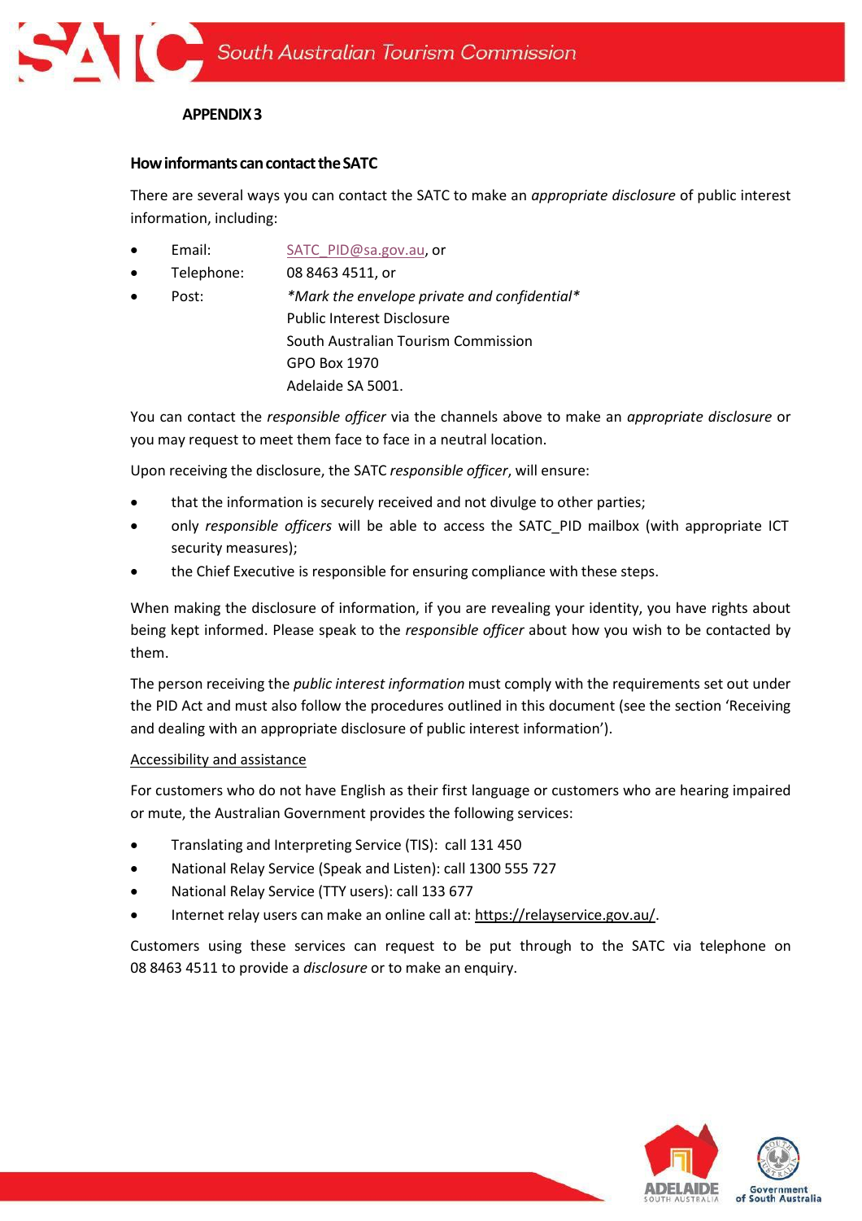**APPENDIX 3**

**How informants can contact the SATC**

There are several ways you can contact the SATC to make an *appropriate disclosure* of public interest information, including:

- Email: SATC_PID@sa.gov.au, or
- Telephone: 08 8463 4511, or
- Post: *\*Mark the envelope private and confidential\**
  Public Interest Disclosure
  South Australian Tourism Commission
  GPO Box 1970
  Adelaide SA 5001.

You can contact the *responsible officer* via the channels above to make an *appropriate disclosure* or you may request to meet them face to face in a neutral location.

Upon receiving the disclosure, the SATC *responsible officer*, will ensure:

- that the information is securely received and not divulge to other parties;
- only *responsible officers* will be able to access the SATC_PID mailbox (with appropriate ICT security measures);
- the Chief Executive is responsible for ensuring compliance with these steps.

When making the disclosure of information, if you are revealing your identity, you have rights about being kept informed. Please speak to the *responsible officer* about how you wish to be contacted by them.

The person receiving the *public interest information* must comply with the requirements set out under the PID Act and must also follow the procedures outlined in this document (see the section 'Receiving and dealing with an appropriate disclosure of public interest information').

<u>Accessibility and assistance</u>

For customers who do not have English as their first language or customers who are hearing impaired or mute, the Australian Government provides the following services:

- Translating and Interpreting Service (TIS): call 131 450
- National Relay Service (Speak and Listen): call 1300 555 727
- National Relay Service (TTY users): call 133 677
- Internet relay users can make an online call at: https://relayservice.gov.au/.

Customers using these services can request to be put through to the SATC via telephone on 08 8463 4511 to provide a *disclosure* or to make an enquiry.